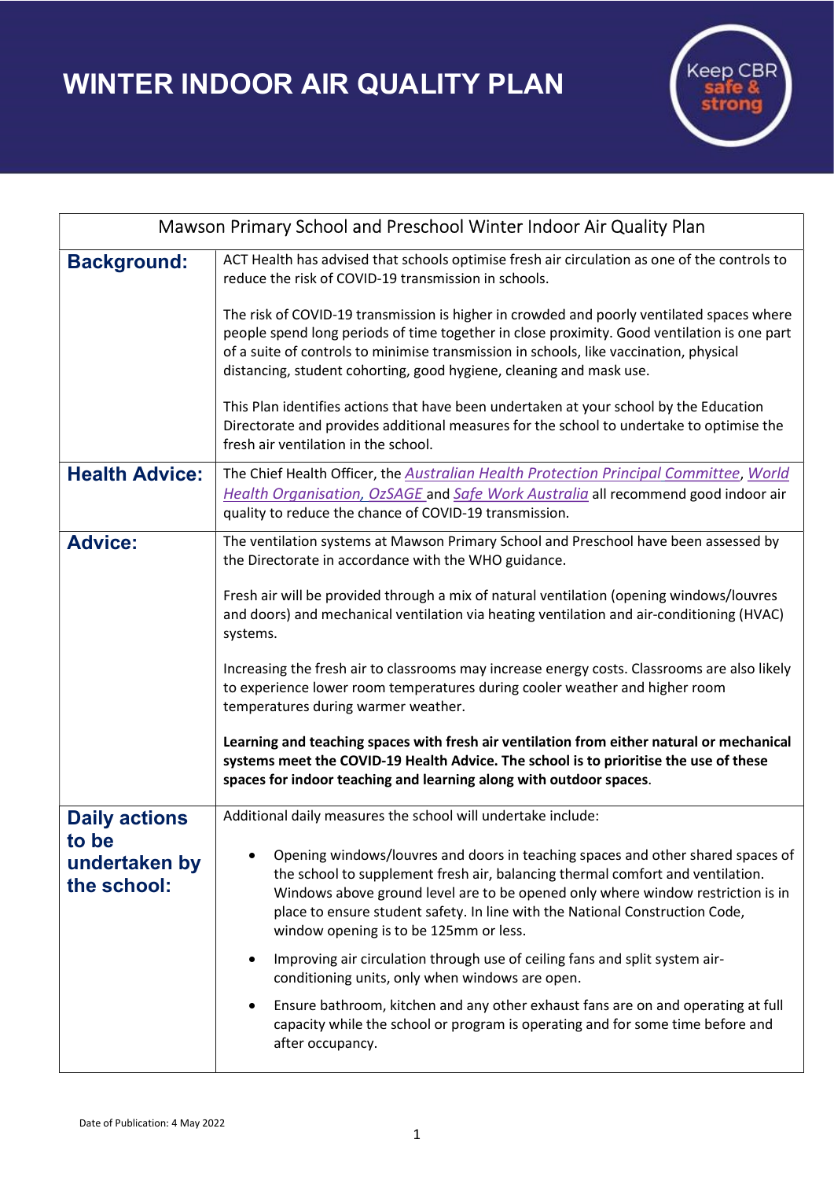# WINTER INDOOR AIR QUALITY PLAN

Keep CBR safe & strong

| Mawson Primary School and Preschool Winter Indoor Air Quality Plan | |
|---|---|
| **Background:** | ACT Health has advised that schools optimise fresh air circulation as one of the controls to reduce the risk of COVID-19 transmission in schools.<br><br>The risk of COVID-19 transmission is higher in crowded and poorly ventilated spaces where people spend long periods of time together in close proximity. Good ventilation is one part of a suite of controls to minimise transmission in schools, like vaccination, physical distancing, student cohorting, good hygiene, cleaning and mask use.<br><br>This Plan identifies actions that have been undertaken at your school by the Education Directorate and provides additional measures for the school to undertake to optimise the fresh air ventilation in the school. |
| **Health Advice:** | The Chief Health Officer, the *Australian Health Protection Principal Committee*, *World Health Organisation, OzSAGE* and *Safe Work Australia* all recommend good indoor air quality to reduce the chance of COVID-19 transmission. |
| **Advice:** | The ventilation systems at Mawson Primary School and Preschool have been assessed by the Directorate in accordance with the WHO guidance.<br><br>Fresh air will be provided through a mix of natural ventilation (opening windows/louvres and doors) and mechanical ventilation via heating ventilation and air-conditioning (HVAC) systems.<br><br>Increasing the fresh air to classrooms may increase energy costs. Classrooms are also likely to experience lower room temperatures during cooler weather and higher room temperatures during warmer weather.<br><br>**Learning and teaching spaces with fresh air ventilation from either natural or mechanical systems meet the COVID-19 Health Advice. The school is to prioritise the use of these spaces for indoor teaching and learning along with outdoor spaces**. |
| **Daily actions to be undertaken by the school:** | Additional daily measures the school will undertake include:<br><br>• Opening windows/louvres and doors in teaching spaces and other shared spaces of the school to supplement fresh air, balancing thermal comfort and ventilation. Windows above ground level are to be opened only where window restriction is in place to ensure student safety. In line with the National Construction Code, window opening is to be 125mm or less.<br><br>• Improving air circulation through use of ceiling fans and split system air-conditioning units, only when windows are open.<br><br>• Ensure bathroom, kitchen and any other exhaust fans are on and operating at full capacity while the school or program is operating and for some time before and after occupancy. |

Date of Publication: 4 May 2022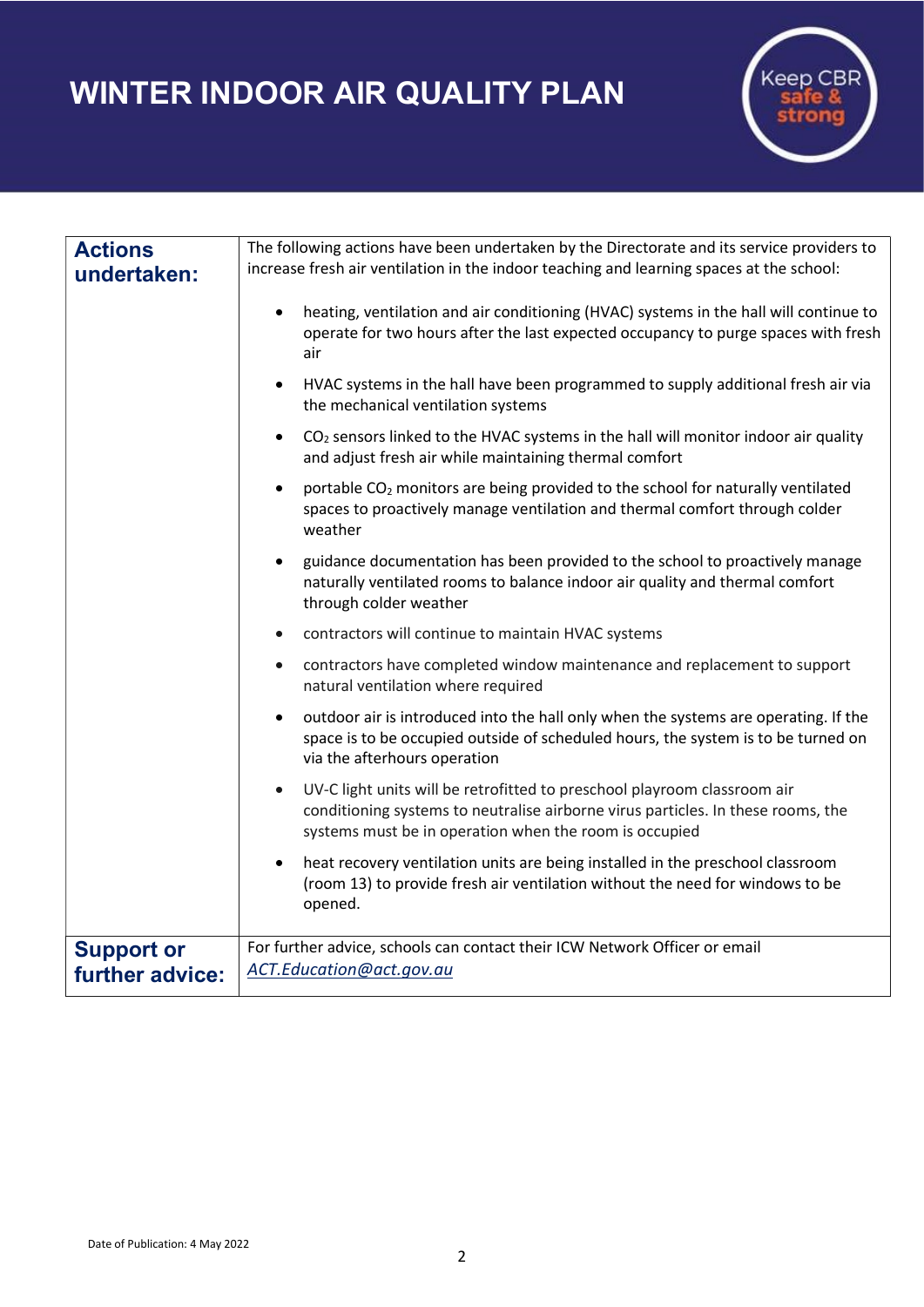# WINTER INDOOR AIR QUALITY PLAN

Keep CBR safe & strong

| | |
|---|---|
| **Actions undertaken:** | The following actions have been undertaken by the Directorate and its service providers to increase fresh air ventilation in the indoor teaching and learning spaces at the school:<br><br>• heating, ventilation and air conditioning (HVAC) systems in the hall will continue to operate for two hours after the last expected occupancy to purge spaces with fresh air<br>• HVAC systems in the hall have been programmed to supply additional fresh air via the mechanical ventilation systems<br>• $CO_2$ sensors linked to the HVAC systems in the hall will monitor indoor air quality and adjust fresh air while maintaining thermal comfort<br>• portable $CO_2$ monitors are being provided to the school for naturally ventilated spaces to proactively manage ventilation and thermal comfort through colder weather<br>• guidance documentation has been provided to the school to proactively manage naturally ventilated rooms to balance indoor air quality and thermal comfort through colder weather<br>• contractors will continue to maintain HVAC systems<br>• contractors have completed window maintenance and replacement to support natural ventilation where required<br>• outdoor air is introduced into the hall only when the systems are operating. If the space is to be occupied outside of scheduled hours, the system is to be turned on via the afterhours operation<br>• UV-C light units will be retrofitted to preschool playroom classroom air conditioning systems to neutralise airborne virus particles. In these rooms, the systems must be in operation when the room is occupied<br>• heat recovery ventilation units are being installed in the preschool classroom (room 13) to provide fresh air ventilation without the need for windows to be opened. |
| **Support or further advice:** | For further advice, schools can contact their ICW Network Officer or email *ACT.Education@act.gov.au* |

Date of Publication: 4 May 2022